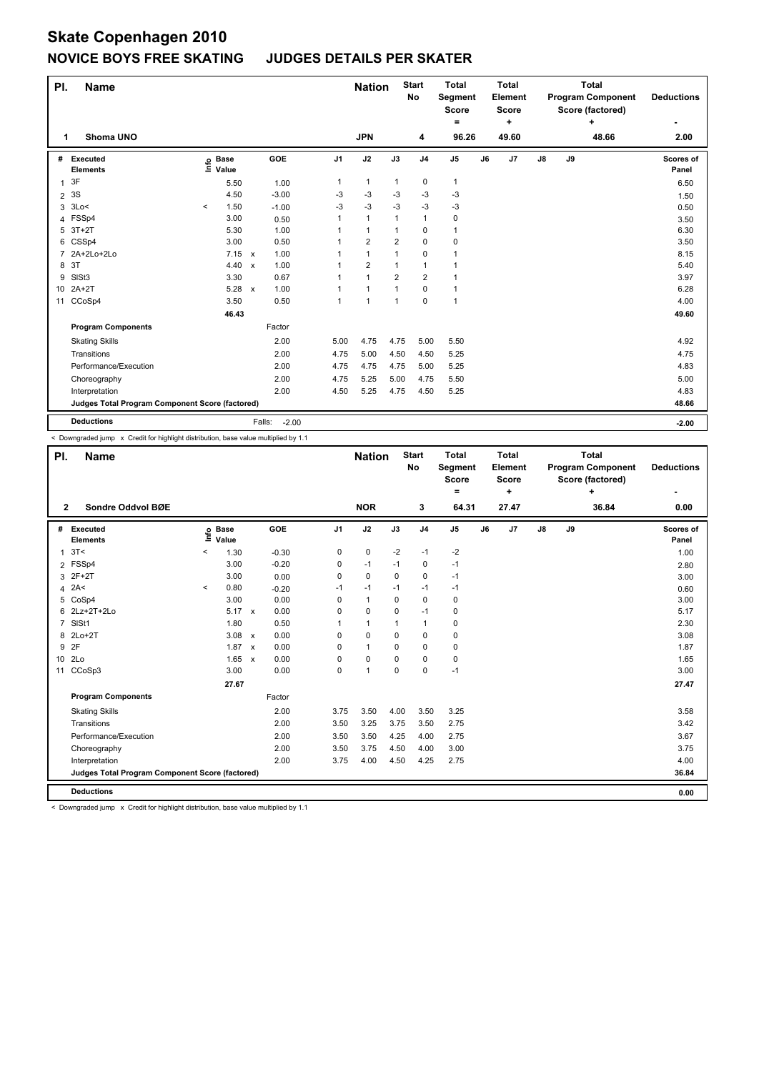# Skate Copenhagen 2010

## NOVICE BOYS FREE SKATING JUDGES DETAILS PER SKATER

| Pl. | Name | Nation | Start No | Total Segment Score = | Total Element Score + | Total Program Component Score (factored) + | Deductions - |
|---|---|---|---|---|---|---|---|
| 1 | Shoma UNO | JPN | 4 | 96.26 | 49.60 | 48.66 | 2.00 |

| # | Executed Elements | Info | Base Value | | GOE | J1 | J2 | J3 | J4 | J5 | J6 | J7 | J8 | J9 | Scores of Panel |
|---|---|---|---|---|---|---|---|---|---|---|---|---|---|---|---|
| 1 | 3F | | 5.50 | | 1.00 | 1 | 1 | 1 | 0 | 1 | | | | | 6.50 |
| 2 | 3S | | 4.50 | | -3.00 | -3 | -3 | -3 | -3 | -3 | | | | | 1.50 |
| 3 | 3Lo< | < | 1.50 | | -1.00 | -3 | -3 | -3 | -3 | -3 | | | | | 0.50 |
| 4 | FSSp4 | | 3.00 | | 0.50 | 1 | 1 | 1 | 1 | 0 | | | | | 3.50 |
| 5 | 3T+2T | | 5.30 | | 1.00 | 1 | 1 | 1 | 0 | 1 | | | | | 6.30 |
| 6 | CSSp4 | | 3.00 | | 0.50 | 1 | 2 | 2 | 0 | 0 | | | | | 3.50 |
| 7 | 2A+2Lo+2Lo | | 7.15 | x | 1.00 | 1 | 1 | 1 | 0 | 1 | | | | | 8.15 |
| 8 | 3T | | 4.40 | x | 1.00 | 1 | 2 | 1 | 1 | 1 | | | | | 5.40 |
| 9 | SlSt3 | | 3.30 | | 0.67 | 1 | 1 | 2 | 2 | 1 | | | | | 3.97 |
| 10 | 2A+2T | | 5.28 | x | 1.00 | 1 | 1 | 1 | 0 | 1 | | | | | 6.28 |
| 11 | CCoSp4 | | 3.50 | | 0.50 | 1 | 1 | 1 | 0 | 1 | | | | | 4.00 |
| | | | 46.43 | | | | | | | | | | | | 49.60 |
| | **Program Components** | | | | Factor | | | | | | | | | | |
| | Skating Skills | | | | 2.00 | 5.00 | 4.75 | 4.75 | 5.00 | 5.50 | | | | | 4.92 |
| | Transitions | | | | 2.00 | 4.75 | 5.00 | 4.50 | 4.50 | 5.25 | | | | | 4.75 |
| | Performance/Execution | | | | 2.00 | 4.75 | 4.75 | 4.75 | 5.00 | 5.25 | | | | | 4.83 |
| | Choreography | | | | 2.00 | 4.75 | 5.25 | 5.00 | 4.75 | 5.50 | | | | | 5.00 |
| | Interpretation | | | | 2.00 | 4.50 | 5.25 | 4.75 | 4.50 | 5.25 | | | | | 4.83 |
| | Judges Total Program Component Score (factored) | | | | | | | | | | | | | | 48.66 |
| | **Deductions** | | | | Falls: -2.00 | | | | | | | | | | -2.00 |

< Downgraded jump x Credit for highlight distribution, base value multiplied by 1.1

| Pl. | Name | Nation | Start No | Total Segment Score = | Total Element Score + | Total Program Component Score (factored) + | Deductions - |
|---|---|---|---|---|---|---|---|
| 2 | Sondre Oddvol BØE | NOR | 3 | 64.31 | 27.47 | 36.84 | 0.00 |

| # | Executed Elements | Info | Base Value | | GOE | J1 | J2 | J3 | J4 | J5 | J6 | J7 | J8 | J9 | Scores of Panel |
|---|---|---|---|---|---|---|---|---|---|---|---|---|---|---|---|
| 1 | 3T< | < | 1.30 | | -0.30 | 0 | 0 | -2 | -1 | -2 | | | | | 1.00 |
| 2 | FSSp4 | | 3.00 | | -0.20 | 0 | -1 | -1 | 0 | -1 | | | | | 2.80 |
| 3 | 2F+2T | | 3.00 | | 0.00 | 0 | 0 | 0 | 0 | -1 | | | | | 3.00 |
| 4 | 2A< | < | 0.80 | | -0.20 | -1 | -1 | -1 | -1 | -1 | | | | | 0.60 |
| 5 | CoSp4 | | 3.00 | | 0.00 | 0 | 1 | 0 | 0 | 0 | | | | | 3.00 |
| 6 | 2Lz+2T+2Lo | | 5.17 | x | 0.00 | 0 | 0 | 0 | -1 | 0 | | | | | 5.17 |
| 7 | SlSt1 | | 1.80 | | 0.50 | 1 | 1 | 1 | 1 | 0 | | | | | 2.30 |
| 8 | 2Lo+2T | | 3.08 | x | 0.00 | 0 | 0 | 0 | 0 | 0 | | | | | 3.08 |
| 9 | 2F | | 1.87 | x | 0.00 | 0 | 1 | 0 | 0 | 0 | | | | | 1.87 |
| 10 | 2Lo | | 1.65 | x | 0.00 | 0 | 0 | 0 | 0 | 0 | | | | | 1.65 |
| 11 | CCoSp3 | | 3.00 | | 0.00 | 0 | 1 | 0 | 0 | -1 | | | | | 3.00 |
| | | | 27.67 | | | | | | | | | | | | 27.47 |
| | **Program Components** | | | | Factor | | | | | | | | | | |
| | Skating Skills | | | | 2.00 | 3.75 | 3.50 | 4.00 | 3.50 | 3.25 | | | | | 3.58 |
| | Transitions | | | | 2.00 | 3.50 | 3.25 | 3.75 | 3.50 | 2.75 | | | | | 3.42 |
| | Performance/Execution | | | | 2.00 | 3.50 | 3.50 | 4.25 | 4.00 | 2.75 | | | | | 3.67 |
| | Choreography | | | | 2.00 | 3.50 | 3.75 | 4.50 | 4.00 | 3.00 | | | | | 3.75 |
| | Interpretation | | | | 2.00 | 3.75 | 4.00 | 4.50 | 4.25 | 2.75 | | | | | 4.00 |
| | Judges Total Program Component Score (factored) | | | | | | | | | | | | | | 36.84 |
| | **Deductions** | | | | | | | | | | | | | | 0.00 |

< Downgraded jump x Credit for highlight distribution, base value multiplied by 1.1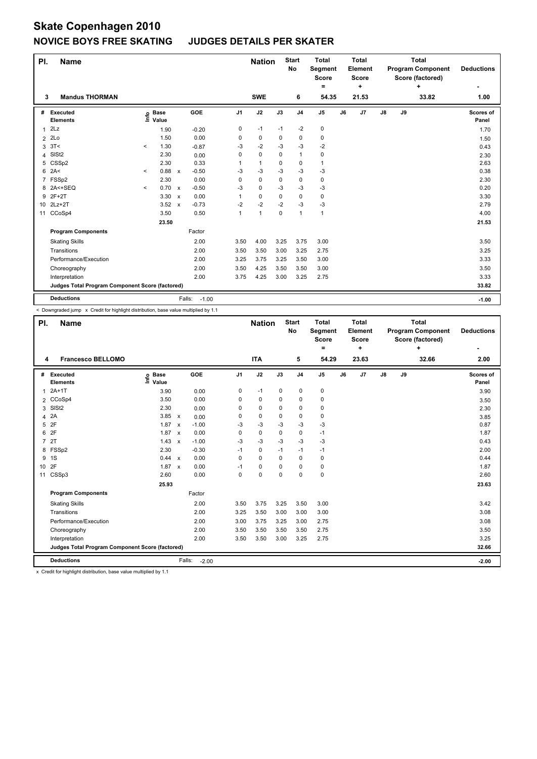# Skate Copenhagen 2010

## NOVICE BOYS FREE SKATING JUDGES DETAILS PER SKATER

| Pl. | Name | Nation | Start No | Total Segment Score = | Total Element Score + | Total Program Component Score (factored) + | Deductions - |
|---|---|---|---|---|---|---|---|
| 3 | Mandus THORMAN | SWE | 6 | 54.35 | 21.53 | 33.82 | 1.00 |

| # | Executed Elements | Info | Base Value | | GOE | J1 | J2 | J3 | J4 | J5 | J6 | J7 | J8 | J9 | Scores of Panel |
|---|---|---|---|---|---|---|---|---|---|---|---|---|---|---|---|
| 1 | 2Lz | | 1.90 | | -0.20 | 0 | -1 | -1 | -2 | 0 | | | | | 1.70 |
| 2 | 2Lo | | 1.50 | | 0.00 | 0 | 0 | 0 | 0 | 0 | | | | | 1.50 |
| 3 | 3T< | < | 1.30 | | -0.87 | -3 | -2 | -3 | -3 | -2 | | | | | 0.43 |
| 4 | SlSt2 | | 2.30 | | 0.00 | 0 | 0 | 0 | 1 | 0 | | | | | 2.30 |
| 5 | CSSp2 | | 2.30 | | 0.33 | 1 | 1 | 0 | 0 | 1 | | | | | 2.63 |
| 6 | 2A< | < | 0.88 | x | -0.50 | -3 | -3 | -3 | -3 | -3 | | | | | 0.38 |
| 7 | FSSp2 | | 2.30 | | 0.00 | 0 | 0 | 0 | 0 | 0 | | | | | 2.30 |
| 8 | 2A<+SEQ | < | 0.70 | x | -0.50 | -3 | 0 | -3 | -3 | -3 | | | | | 0.20 |
| 9 | 2F+2T | | 3.30 | x | 0.00 | 1 | 0 | 0 | 0 | 0 | | | | | 3.30 |
| 10 | 2Lz+2T | | 3.52 | x | -0.73 | -2 | -2 | -2 | -3 | -3 | | | | | 2.79 |
| 11 | CCoSp4 | | 3.50 | | 0.50 | 1 | 1 | 0 | 1 | 1 | | | | | 4.00 |
| | | | 23.50 | | | | | | | | | | | | 21.53 |
| | **Program Components** | | | | Factor | | | | | | | | | | |
| | Skating Skills | | | | 2.00 | 3.50 | 4.00 | 3.25 | 3.75 | 3.00 | | | | | 3.50 |
| | Transitions | | | | 2.00 | 3.50 | 3.50 | 3.00 | 3.25 | 2.75 | | | | | 3.25 |
| | Performance/Execution | | | | 2.00 | 3.25 | 3.75 | 3.25 | 3.50 | 3.00 | | | | | 3.33 |
| | Choreography | | | | 2.00 | 3.50 | 4.25 | 3.50 | 3.50 | 3.00 | | | | | 3.50 |
| | Interpretation | | | | 2.00 | 3.75 | 4.25 | 3.00 | 3.25 | 2.75 | | | | | 3.33 |
| | Judges Total Program Component Score (factored) | | | | | | | | | | | | | | 33.82 |
| | **Deductions** | | | | Falls: -1.00 | | | | | | | | | | -1.00 |

< Downgraded jump x Credit for highlight distribution, base value multiplied by 1.1

| Pl. | Name | Nation | Start No | Total Segment Score = | Total Element Score + | Total Program Component Score (factored) + | Deductions - |
|---|---|---|---|---|---|---|---|
| 4 | Francesco BELLOMO | ITA | 5 | 54.29 | 23.63 | 32.66 | 2.00 |

| # | Executed Elements | Info | Base Value | | GOE | J1 | J2 | J3 | J4 | J5 | J6 | J7 | J8 | J9 | Scores of Panel |
|---|---|---|---|---|---|---|---|---|---|---|---|---|---|---|---|
| 1 | 2A+1T | | 3.90 | | 0.00 | 0 | -1 | 0 | 0 | 0 | | | | | 3.90 |
| 2 | CCoSp4 | | 3.50 | | 0.00 | 0 | 0 | 0 | 0 | 0 | | | | | 3.50 |
| 3 | SlSt2 | | 2.30 | | 0.00 | 0 | 0 | 0 | 0 | 0 | | | | | 2.30 |
| 4 | 2A | | 3.85 | x | 0.00 | 0 | 0 | 0 | 0 | 0 | | | | | 3.85 |
| 5 | 2F | | 1.87 | x | -1.00 | -3 | -3 | -3 | -3 | -3 | | | | | 0.87 |
| 6 | 2F | | 1.87 | x | 0.00 | 0 | 0 | 0 | 0 | -1 | | | | | 1.87 |
| 7 | 2T | | 1.43 | x | -1.00 | -3 | -3 | -3 | -3 | -3 | | | | | 0.43 |
| 8 | FSSp2 | | 2.30 | | -0.30 | -1 | 0 | -1 | -1 | -1 | | | | | 2.00 |
| 9 | 1S | | 0.44 | x | 0.00 | 0 | 0 | 0 | 0 | 0 | | | | | 0.44 |
| 10 | 2F | | 1.87 | x | 0.00 | -1 | 0 | 0 | 0 | 0 | | | | | 1.87 |
| 11 | CSSp3 | | 2.60 | | 0.00 | 0 | 0 | 0 | 0 | 0 | | | | | 2.60 |
| | | | 25.93 | | | | | | | | | | | | 23.63 |
| | **Program Components** | | | | Factor | | | | | | | | | | |
| | Skating Skills | | | | 2.00 | 3.50 | 3.75 | 3.25 | 3.50 | 3.00 | | | | | 3.42 |
| | Transitions | | | | 2.00 | 3.25 | 3.50 | 3.00 | 3.00 | 3.00 | | | | | 3.08 |
| | Performance/Execution | | | | 2.00 | 3.00 | 3.75 | 3.25 | 3.00 | 2.75 | | | | | 3.08 |
| | Choreography | | | | 2.00 | 3.50 | 3.50 | 3.50 | 3.50 | 2.75 | | | | | 3.50 |
| | Interpretation | | | | 2.00 | 3.50 | 3.50 | 3.00 | 3.25 | 2.75 | | | | | 3.25 |
| | Judges Total Program Component Score (factored) | | | | | | | | | | | | | | 32.66 |
| | **Deductions** | | | | Falls: -2.00 | | | | | | | | | | -2.00 |

x Credit for highlight distribution, base value multiplied by 1.1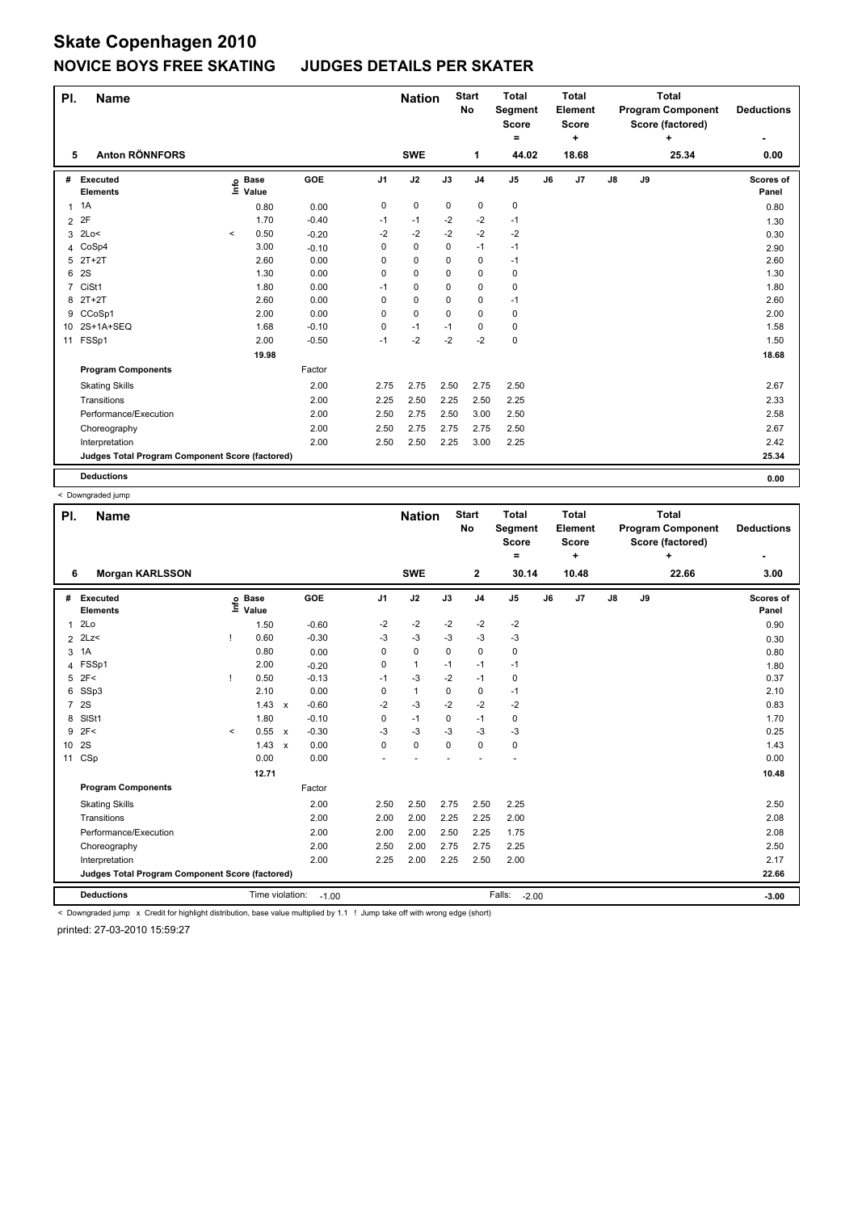# Skate Copenhagen 2010

## NOVICE BOYS FREE SKATING JUDGES DETAILS PER SKATER

| Pl. | Name | Nation | Start No | Total Segment Score = | Total Element Score + | Total Program Component Score (factored) + | Deductions - |
|---|---|---|---|---|---|---|---|
| 5 | Anton RÖNNFORS | SWE | 1 | 44.02 | 18.68 | 25.34 | 0.00 |

| # | Executed Elements | Info | Base Value | GOE | J1 | J2 | J3 | J4 | J5 | J6 | J7 | J8 | J9 | Scores of Panel |
|---|---|---|---|---|---|---|---|---|---|---|---|---|---|---|
| 1 | 1A | | 0.80 | 0.00 | 0 | 0 | 0 | 0 | 0 | | | | | 0.80 |
| 2 | 2F | | 1.70 | -0.40 | -1 | -1 | -2 | -2 | -1 | | | | | 1.30 |
| 3 | 2Lo< | < | 0.50 | -0.20 | -2 | -2 | -2 | -2 | -2 | | | | | 0.30 |
| 4 | CoSp4 | | 3.00 | -0.10 | 0 | 0 | 0 | -1 | -1 | | | | | 2.90 |
| 5 | 2T+2T | | 2.60 | 0.00 | 0 | 0 | 0 | 0 | -1 | | | | | 2.60 |
| 6 | 2S | | 1.30 | 0.00 | 0 | 0 | 0 | 0 | 0 | | | | | 1.30 |
| 7 | CiSt1 | | 1.80 | 0.00 | -1 | 0 | 0 | 0 | 0 | | | | | 1.80 |
| 8 | 2T+2T | | 2.60 | 0.00 | 0 | 0 | 0 | 0 | -1 | | | | | 2.60 |
| 9 | CCoSp1 | | 2.00 | 0.00 | 0 | 0 | 0 | 0 | 0 | | | | | 2.00 |
| 10 | 2S+1A+SEQ | | 1.68 | -0.10 | 0 | -1 | -1 | 0 | 0 | | | | | 1.58 |
| 11 | FSSp1 | | 2.00 | -0.50 | -1 | -2 | -2 | -2 | 0 | | | | | 1.50 |
| | | | 19.98 | | | | | | | | | | | 18.68 |
| | **Program Components** | | | Factor | | | | | | | | | | |
| | Skating Skills | | | 2.00 | 2.75 | 2.75 | 2.50 | 2.75 | 2.50 | | | | | 2.67 |
| | Transitions | | | 2.00 | 2.25 | 2.50 | 2.25 | 2.50 | 2.25 | | | | | 2.33 |
| | Performance/Execution | | | 2.00 | 2.50 | 2.75 | 2.50 | 3.00 | 2.50 | | | | | 2.58 |
| | Choreography | | | 2.00 | 2.50 | 2.75 | 2.75 | 2.75 | 2.50 | | | | | 2.67 |
| | Interpretation | | | 2.00 | 2.50 | 2.50 | 2.25 | 3.00 | 2.25 | | | | | 2.42 |
| | **Judges Total Program Component Score (factored)** | | | | | | | | | | | | | 25.34 |
| | **Deductions** | | | | | | | | | | | | | 0.00 |

< Downgraded jump

| Pl. | Name | Nation | Start No | Total Segment Score = | Total Element Score + | Total Program Component Score (factored) + | Deductions - |
|---|---|---|---|---|---|---|---|
| 6 | Morgan KARLSSON | SWE | 2 | 30.14 | 10.48 | 22.66 | 3.00 |

| # | Executed Elements | Info | Base Value | | GOE | J1 | J2 | J3 | J4 | J5 | J6 | J7 | J8 | J9 | Scores of Panel |
|---|---|---|---|---|---|---|---|---|---|---|---|---|---|---|---|
| 1 | 2Lo | | 1.50 | | -0.60 | -2 | -2 | -2 | -2 | -2 | | | | | 0.90 |
| 2 | 2Lz< | ! | 0.60 | | -0.30 | -3 | -3 | -3 | -3 | -3 | | | | | 0.30 |
| 3 | 1A | | 0.80 | | 0.00 | 0 | 0 | 0 | 0 | 0 | | | | | 0.80 |
| 4 | FSSp1 | | 2.00 | | -0.20 | 0 | 1 | -1 | -1 | -1 | | | | | 1.80 |
| 5 | 2F< | ! | 0.50 | | -0.13 | -1 | -3 | -2 | -1 | 0 | | | | | 0.37 |
| 6 | SSp3 | | 2.10 | | 0.00 | 0 | 1 | 0 | 0 | -1 | | | | | 2.10 |
| 7 | 2S | | 1.43 | x | -0.60 | -2 | -3 | -2 | -2 | -2 | | | | | 0.83 |
| 8 | SlSt1 | | 1.80 | | -0.10 | 0 | -1 | 0 | -1 | 0 | | | | | 1.70 |
| 9 | 2F< | < | 0.55 | x | -0.30 | -3 | -3 | -3 | -3 | -3 | | | | | 0.25 |
| 10 | 2S | | 1.43 | x | 0.00 | 0 | 0 | 0 | 0 | 0 | | | | | 1.43 |
| 11 | CSp | | 0.00 | | 0.00 | - | - | - | - | - | | | | | 0.00 |
| | | | 12.71 | | | | | | | | | | | | 10.48 |
| | **Program Components** | | | | Factor | | | | | | | | | | |
| | Skating Skills | | | | 2.00 | 2.50 | 2.50 | 2.75 | 2.50 | 2.25 | | | | | 2.50 |
| | Transitions | | | | 2.00 | 2.00 | 2.00 | 2.25 | 2.25 | 2.00 | | | | | 2.08 |
| | Performance/Execution | | | | 2.00 | 2.00 | 2.00 | 2.50 | 2.25 | 1.75 | | | | | 2.08 |
| | Choreography | | | | 2.00 | 2.50 | 2.00 | 2.75 | 2.75 | 2.25 | | | | | 2.50 |
| | Interpretation | | | | 2.00 | 2.25 | 2.00 | 2.25 | 2.50 | 2.00 | | | | | 2.17 |
| | **Judges Total Program Component Score (factored)** | | | | | | | | | | | | | | 22.66 |
| | **Deductions** | | Time violation: | | -1.00 | | | | Falls: | -2.00 | | | | | -3.00 |

< Downgraded jump x Credit for highlight distribution, base value multiplied by 1.1 ! Jump take off with wrong edge (short)

printed: 27-03-2010 15:59:27